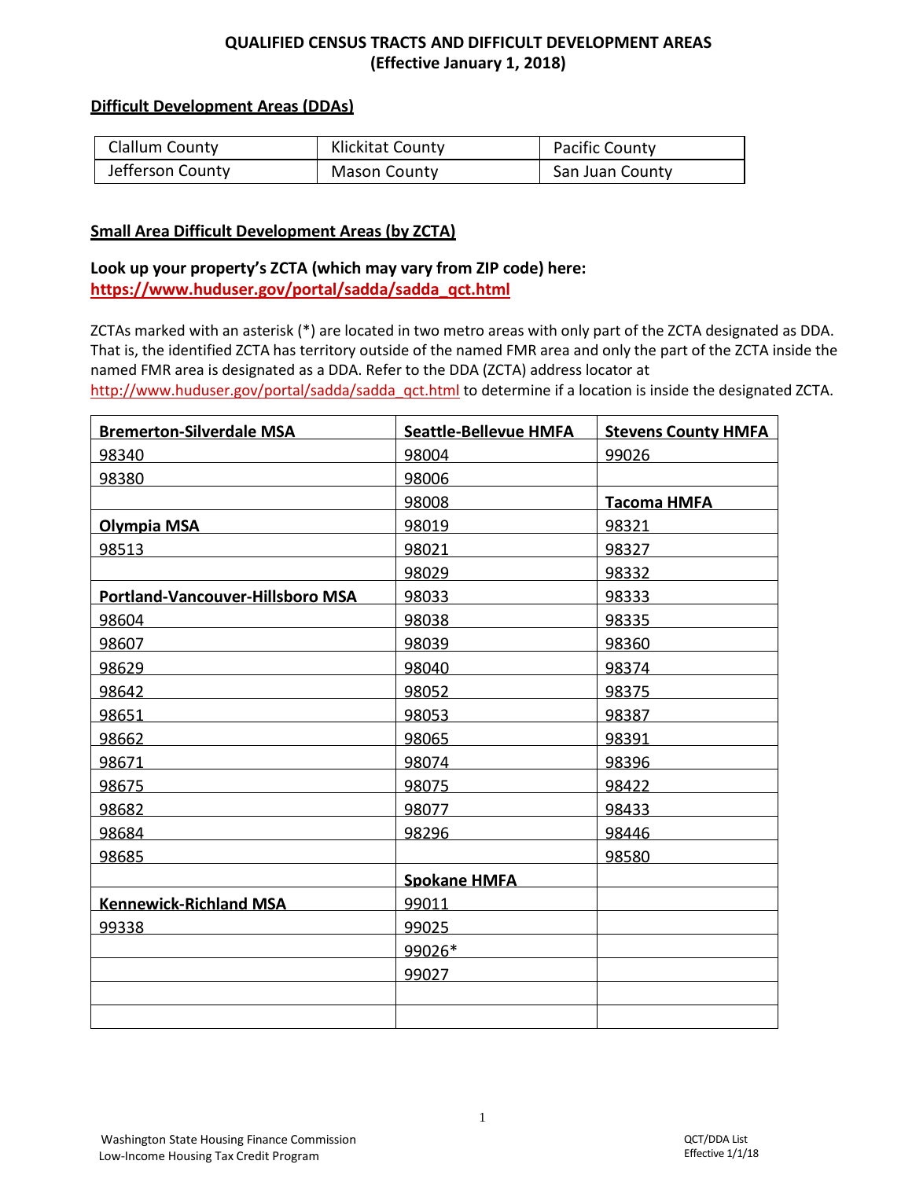# QUALIFIED CENSUS TRACTS AND DIFFICULT DEVELOPMENT AREAS
# (Effective January 1, 2018)

## Difficult Development Areas (DDAs)

| Clallum County | Klickitat County | Pacific County |
|---|---|---|
| Jefferson County | Mason County | San Juan County |

## Small Area Difficult Development Areas (by ZCTA)

**Look up your property's ZCTA (which may vary from ZIP code) here:**
**https://www.huduser.gov/portal/sadda/sadda_qct.html**

ZCTAs marked with an asterisk (*) are located in two metro areas with only part of the ZCTA designated as DDA. That is, the identified ZCTA has territory outside of the named FMR area and only the part of the ZCTA inside the named FMR area is designated as a DDA. Refer to the DDA (ZCTA) address locator at http://www.huduser.gov/portal/sadda/sadda_qct.html to determine if a location is inside the designated ZCTA.

| Bremerton-Silverdale MSA | Seattle-Bellevue HMFA | Stevens County HMFA |
|---|---|---|
| 98340 | 98004 | 99026 |
| 98380 | 98006 | |
| | 98008 | **Tacoma HMFA** |
| **Olympia MSA** | 98019 | 98321 |
| 98513 | 98021 | 98327 |
| | 98029 | 98332 |
| **Portland-Vancouver-Hillsboro MSA** | 98033 | 98333 |
| 98604 | 98038 | 98335 |
| 98607 | 98039 | 98360 |
| 98629 | 98040 | 98374 |
| 98642 | 98052 | 98375 |
| 98651 | 98053 | 98387 |
| 98662 | 98065 | 98391 |
| 98671 | 98074 | 98396 |
| 98675 | 98075 | 98422 |
| 98682 | 98077 | 98433 |
| 98684 | 98296 | 98446 |
| 98685 | | 98580 |
| | **Spokane HMFA** | |
| **Kennewick-Richland MSA** | 99011 | |
| 99338 | 99025 | |
| | 99026* | |
| | 99027 | |
| | | |
| | | |

Washington State Housing Finance Commission
Low-Income Housing Tax Credit Program

QCT/DDA List
Effective 1/1/18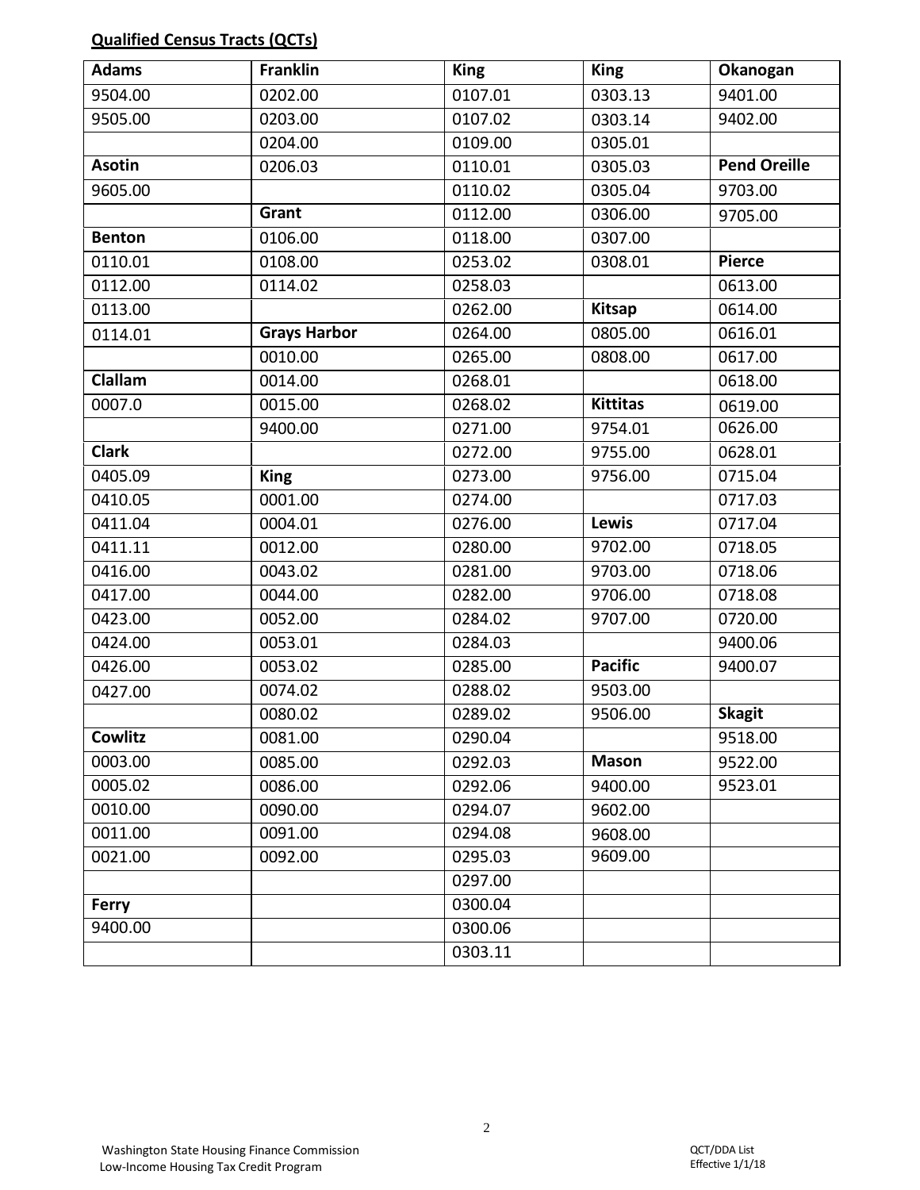**Qualified Census Tracts (QCTs)**

| Adams | Franklin | King | King | Okanogan |
|---|---|---|---|---|
| 9504.00 | 0202.00 | 0107.01 | 0303.13 | 9401.00 |
| 9505.00 | 0203.00 | 0107.02 | 0303.14 | 9402.00 |
| | 0204.00 | 0109.00 | 0305.01 | |
| **Asotin** | 0206.03 | 0110.01 | 0305.03 | **Pend Oreille** |
| 9605.00 | | 0110.02 | 0305.04 | 9703.00 |
| | **Grant** | 0112.00 | 0306.00 | 9705.00 |
| **Benton** | 0106.00 | 0118.00 | 0307.00 | |
| 0110.01 | 0108.00 | 0253.02 | 0308.01 | **Pierce** |
| 0112.00 | 0114.02 | 0258.03 | | 0613.00 |
| 0113.00 | | 0262.00 | **Kitsap** | 0614.00 |
| 0114.01 | **Grays Harbor** | 0264.00 | 0805.00 | 0616.01 |
| | 0010.00 | 0265.00 | 0808.00 | 0617.00 |
| **Clallam** | 0014.00 | 0268.01 | | 0618.00 |
| 0007.0 | 0015.00 | 0268.02 | **Kittitas** | 0619.00 |
| | 9400.00 | 0271.00 | 9754.01 | 0626.00 |
| **Clark** | | 0272.00 | 9755.00 | 0628.01 |
| 0405.09 | **King** | 0273.00 | 9756.00 | 0715.04 |
| 0410.05 | 0001.00 | 0274.00 | | 0717.03 |
| 0411.04 | 0004.01 | 0276.00 | **Lewis** | 0717.04 |
| 0411.11 | 0012.00 | 0280.00 | 9702.00 | 0718.05 |
| 0416.00 | 0043.02 | 0281.00 | 9703.00 | 0718.06 |
| 0417.00 | 0044.00 | 0282.00 | 9706.00 | 0718.08 |
| 0423.00 | 0052.00 | 0284.02 | 9707.00 | 0720.00 |
| 0424.00 | 0053.01 | 0284.03 | | 9400.06 |
| 0426.00 | 0053.02 | 0285.00 | **Pacific** | 9400.07 |
| 0427.00 | 0074.02 | 0288.02 | 9503.00 | |
| | 0080.02 | 0289.02 | 9506.00 | **Skagit** |
| **Cowlitz** | 0081.00 | 0290.04 | | 9518.00 |
| 0003.00 | 0085.00 | 0292.03 | **Mason** | 9522.00 |
| 0005.02 | 0086.00 | 0292.06 | 9400.00 | 9523.01 |
| 0010.00 | 0090.00 | 0294.07 | 9602.00 | |
| 0011.00 | 0091.00 | 0294.08 | 9608.00 | |
| 0021.00 | 0092.00 | 0295.03 | 9609.00 | |
| | | 0297.00 | | |
| **Ferry** | | 0300.04 | | |
| 9400.00 | | 0300.06 | | |
| | | 0303.11 | | |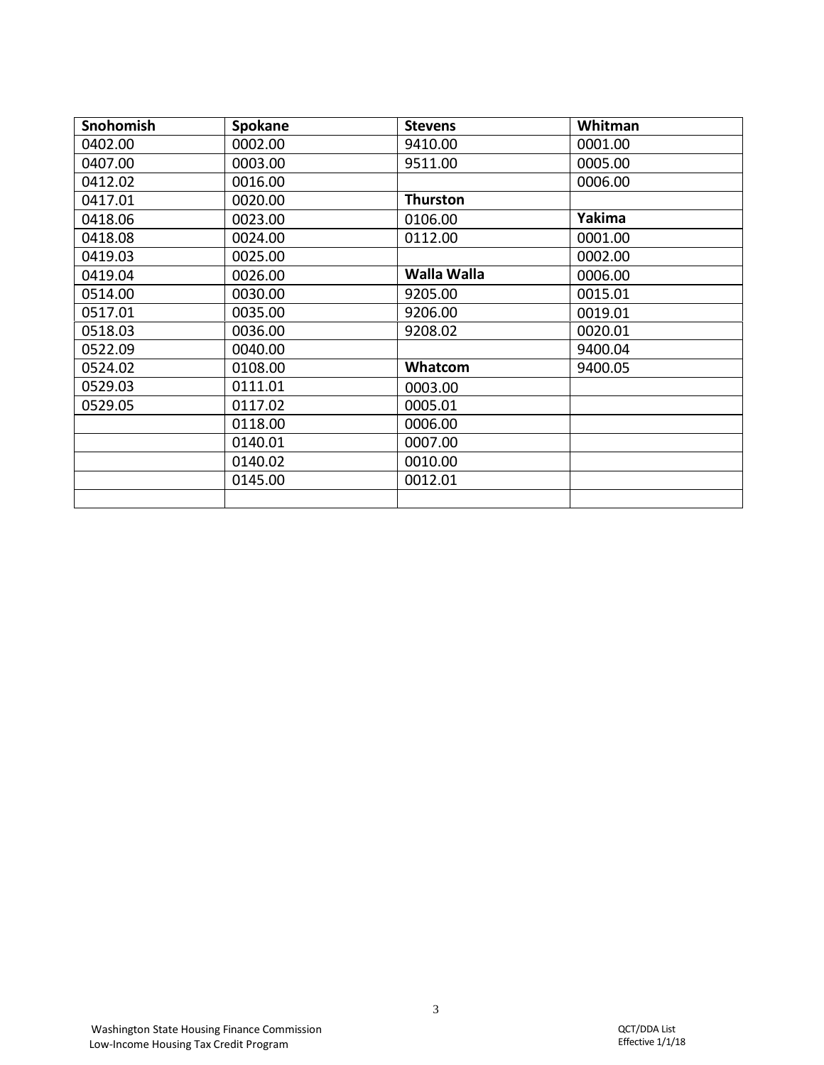| Snohomish | Spokane | Stevens | Whitman |
|---|---|---|---|
| 0402.00 | 0002.00 | 9410.00 | 0001.00 |
| 0407.00 | 0003.00 | 9511.00 | 0005.00 |
| 0412.02 | 0016.00 | | 0006.00 |
| 0417.01 | 0020.00 | **Thurston** | |
| 0418.06 | 0023.00 | 0106.00 | **Yakima** |
| 0418.08 | 0024.00 | 0112.00 | 0001.00 |
| 0419.03 | 0025.00 | | 0002.00 |
| 0419.04 | 0026.00 | **Walla Walla** | 0006.00 |
| 0514.00 | 0030.00 | 9205.00 | 0015.01 |
| 0517.01 | 0035.00 | 9206.00 | 0019.01 |
| 0518.03 | 0036.00 | 9208.02 | 0020.01 |
| 0522.09 | 0040.00 | | 9400.04 |
| 0524.02 | 0108.00 | **Whatcom** | 9400.05 |
| 0529.03 | 0111.01 | 0003.00 | |
| 0529.05 | 0117.02 | 0005.01 | |
| | 0118.00 | 0006.00 | |
| | 0140.01 | 0007.00 | |
| | 0140.02 | 0010.00 | |
| | 0145.00 | 0012.01 | |
| | | | |